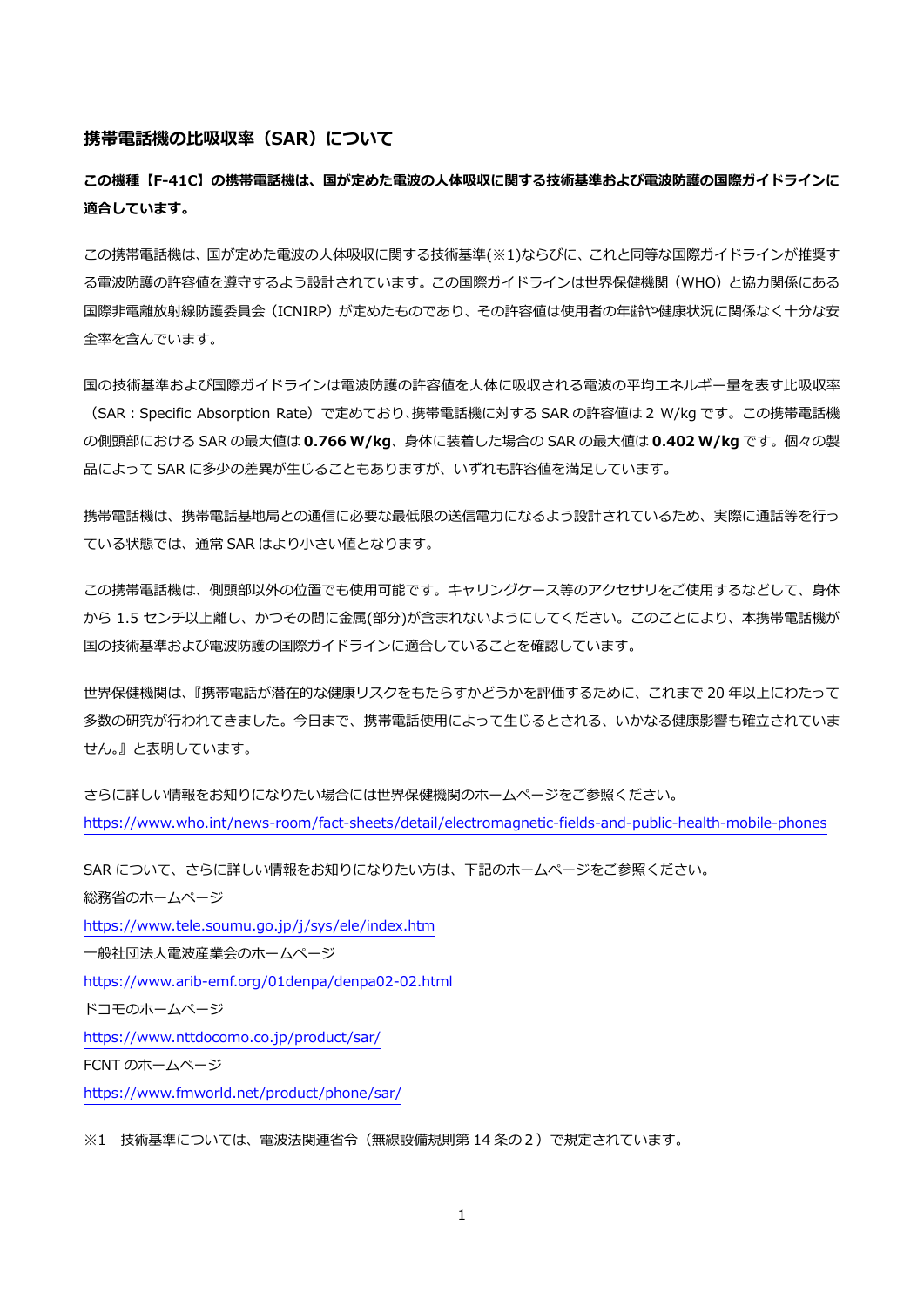## 携帯電話機の比吸収率（SAR）について

**この機種【F-41C】の携帯電話機は、国が定めた電波の人体吸収に関する技術基準および電波防護の国際ガイドラインに適合しています。**

この携帯電話機は、国が定めた電波の人体吸収に関する技術基準(※1)ならびに、これと同等な国際ガイドラインが推奨する電波防護の許容値を遵守するよう設計されています。この国際ガイドラインは世界保健機関（WHO）と協力関係にある国際非電離放射線防護委員会（ICNIRP）が定めたものであり、その許容値は使用者の年齢や健康状況に関係なく十分な安全率を含んでいます。

国の技術基準および国際ガイドラインは電波防護の許容値を人体に吸収される電波の平均エネルギー量を表す比吸収率（SAR：Specific Absorption Rate）で定めており、携帯電話機に対する SAR の許容値は 2 W/kg です。この携帯電話機の側頭部における SAR の最大値は **0.766 W/kg**、身体に装着した場合の SAR の最大値は **0.402 W/kg** です。個々の製品によって SAR に多少の差異が生じることもありますが、いずれも許容値を満足しています。

携帯電話機は、携帯電話基地局との通信に必要な最低限の送信電力になるよう設計されているため、実際に通話等を行っている状態では、通常 SAR はより小さい値となります。

この携帯電話機は、側頭部以外の位置でも使用可能です。キャリングケース等のアクセサリをご使用するなどして、身体から 1.5 センチ以上離し、かつその間に金属(部分)が含まれないようにしてください。このことにより、本携帯電話機が国の技術基準および電波防護の国際ガイドラインに適合していることを確認しています。

世界保健機関は、『携帯電話が潜在的な健康リスクをもたらすかどうかを評価するために、これまで 20 年以上にわたって多数の研究が行われてきました。今日まで、携帯電話使用によって生じるとされる、いかなる健康影響も確立されていません。』と表明しています。

さらに詳しい情報をお知りになりたい場合には世界保健機関のホームページをご参照ください。
https://www.who.int/news-room/fact-sheets/detail/electromagnetic-fields-and-public-health-mobile-phones

SAR について、さらに詳しい情報をお知りになりたい方は、下記のホームページをご参照ください。
総務省のホームページ
https://www.tele.soumu.go.jp/j/sys/ele/index.htm
一般社団法人電波産業会のホームページ
https://www.arib-emf.org/01denpa/denpa02-02.html
ドコモのホームページ
https://www.nttdocomo.co.jp/product/sar/
FCNT のホームページ
https://www.fmworld.net/product/phone/sar/

※1　技術基準については、電波法関連省令（無線設備規則第 14 条の２）で規定されています。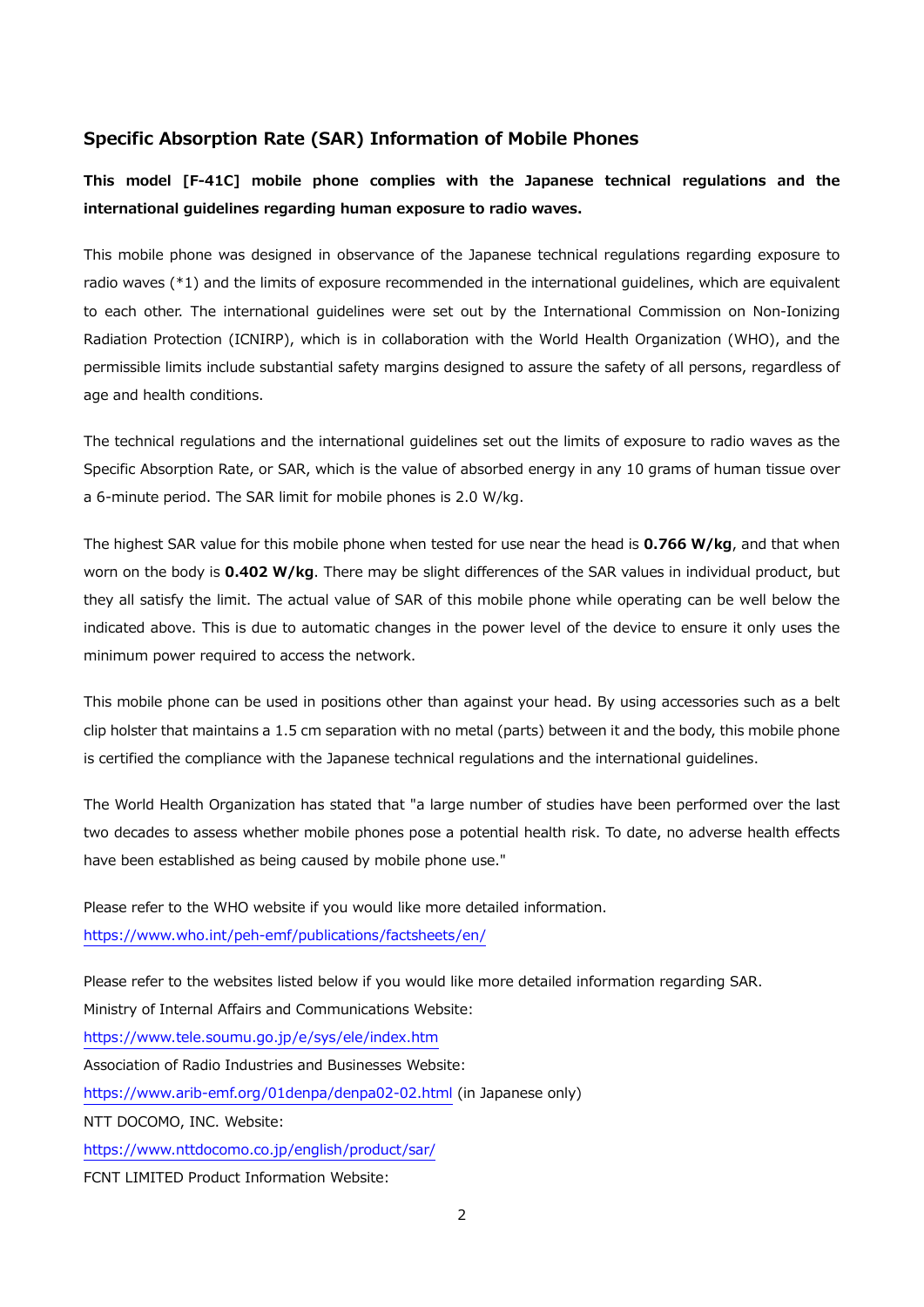## Specific Absorption Rate (SAR) Information of Mobile Phones

**This model [F-41C] mobile phone complies with the Japanese technical regulations and the international guidelines regarding human exposure to radio waves.**

This mobile phone was designed in observance of the Japanese technical regulations regarding exposure to radio waves (*1) and the limits of exposure recommended in the international guidelines, which are equivalent to each other. The international guidelines were set out by the International Commission on Non-Ionizing Radiation Protection (ICNIRP), which is in collaboration with the World Health Organization (WHO), and the permissible limits include substantial safety margins designed to assure the safety of all persons, regardless of age and health conditions.

The technical regulations and the international guidelines set out the limits of exposure to radio waves as the Specific Absorption Rate, or SAR, which is the value of absorbed energy in any 10 grams of human tissue over a 6-minute period. The SAR limit for mobile phones is 2.0 W/kg.

The highest SAR value for this mobile phone when tested for use near the head is **0.766 W/kg**, and that when worn on the body is **0.402 W/kg**. There may be slight differences of the SAR values in individual product, but they all satisfy the limit. The actual value of SAR of this mobile phone while operating can be well below the indicated above. This is due to automatic changes in the power level of the device to ensure it only uses the minimum power required to access the network.

This mobile phone can be used in positions other than against your head. By using accessories such as a belt clip holster that maintains a 1.5 cm separation with no metal (parts) between it and the body, this mobile phone is certified the compliance with the Japanese technical regulations and the international guidelines.

The World Health Organization has stated that "a large number of studies have been performed over the last two decades to assess whether mobile phones pose a potential health risk. To date, no adverse health effects have been established as being caused by mobile phone use."

Please refer to the WHO website if you would like more detailed information.
https://www.who.int/peh-emf/publications/factsheets/en/

Please refer to the websites listed below if you would like more detailed information regarding SAR.
Ministry of Internal Affairs and Communications Website:
https://www.tele.soumu.go.jp/e/sys/ele/index.htm
Association of Radio Industries and Businesses Website:
https://www.arib-emf.org/01denpa/denpa02-02.html (in Japanese only)
NTT DOCOMO, INC. Website:
https://www.nttdocomo.co.jp/english/product/sar/
FCNT LIMITED Product Information Website: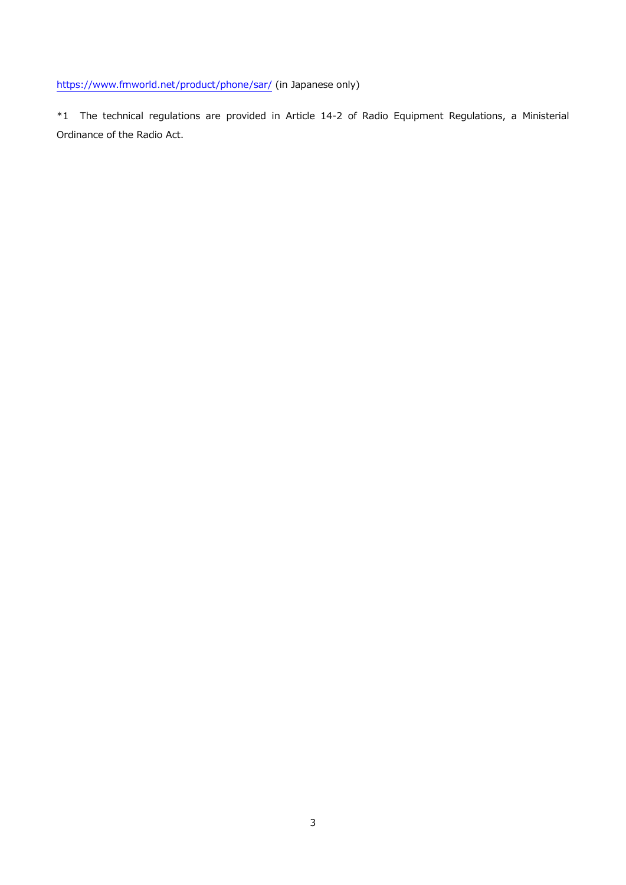https://www.fmworld.net/product/phone/sar/ (in Japanese only)

*1 The technical regulations are provided in Article 14-2 of Radio Equipment Regulations, a Ministerial Ordinance of the Radio Act.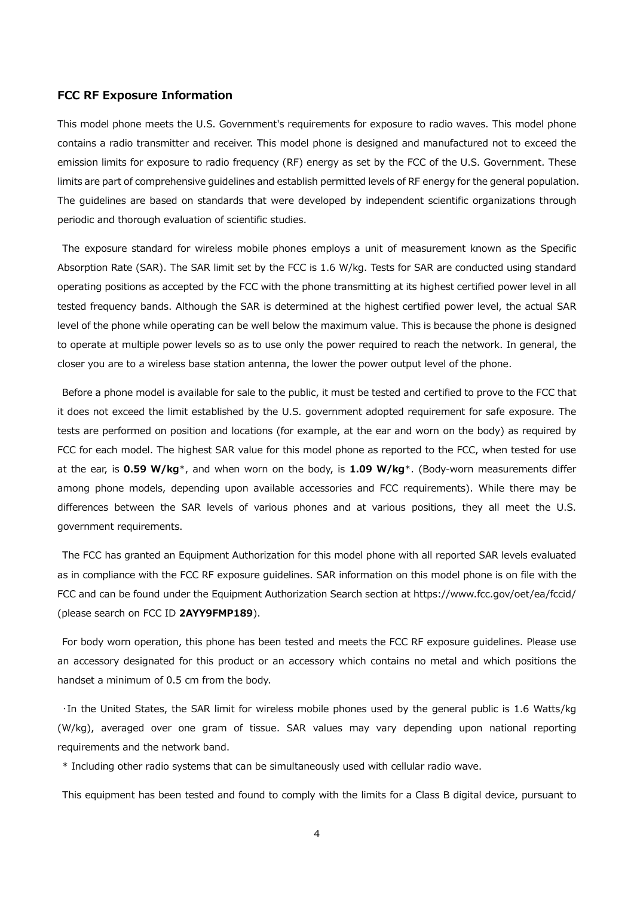### FCC RF Exposure Information

This model phone meets the U.S. Government's requirements for exposure to radio waves. This model phone contains a radio transmitter and receiver. This model phone is designed and manufactured not to exceed the emission limits for exposure to radio frequency (RF) energy as set by the FCC of the U.S. Government. These limits are part of comprehensive guidelines and establish permitted levels of RF energy for the general population. The guidelines are based on standards that were developed by independent scientific organizations through periodic and thorough evaluation of scientific studies.

The exposure standard for wireless mobile phones employs a unit of measurement known as the Specific Absorption Rate (SAR). The SAR limit set by the FCC is 1.6 W/kg. Tests for SAR are conducted using standard operating positions as accepted by the FCC with the phone transmitting at its highest certified power level in all tested frequency bands. Although the SAR is determined at the highest certified power level, the actual SAR level of the phone while operating can be well below the maximum value. This is because the phone is designed to operate at multiple power levels so as to use only the power required to reach the network. In general, the closer you are to a wireless base station antenna, the lower the power output level of the phone.

Before a phone model is available for sale to the public, it must be tested and certified to prove to the FCC that it does not exceed the limit established by the U.S. government adopted requirement for safe exposure. The tests are performed on position and locations (for example, at the ear and worn on the body) as required by FCC for each model. The highest SAR value for this model phone as reported to the FCC, when tested for use at the ear, is **0.59 W/kg***, and when worn on the body, is **1.09 W/kg***. (Body-worn measurements differ among phone models, depending upon available accessories and FCC requirements). While there may be differences between the SAR levels of various phones and at various positions, they all meet the U.S. government requirements.

The FCC has granted an Equipment Authorization for this model phone with all reported SAR levels evaluated as in compliance with the FCC RF exposure guidelines. SAR information on this model phone is on file with the FCC and can be found under the Equipment Authorization Search section at https://www.fcc.gov/oet/ea/fccid/ (please search on FCC ID **2AYY9FMP189**).

For body worn operation, this phone has been tested and meets the FCC RF exposure guidelines. Please use an accessory designated for this product or an accessory which contains no metal and which positions the handset a minimum of 0.5 cm from the body.

·In the United States, the SAR limit for wireless mobile phones used by the general public is 1.6 Watts/kg (W/kg), averaged over one gram of tissue. SAR values may vary depending upon national reporting requirements and the network band.

* Including other radio systems that can be simultaneously used with cellular radio wave.

This equipment has been tested and found to comply with the limits for a Class B digital device, pursuant to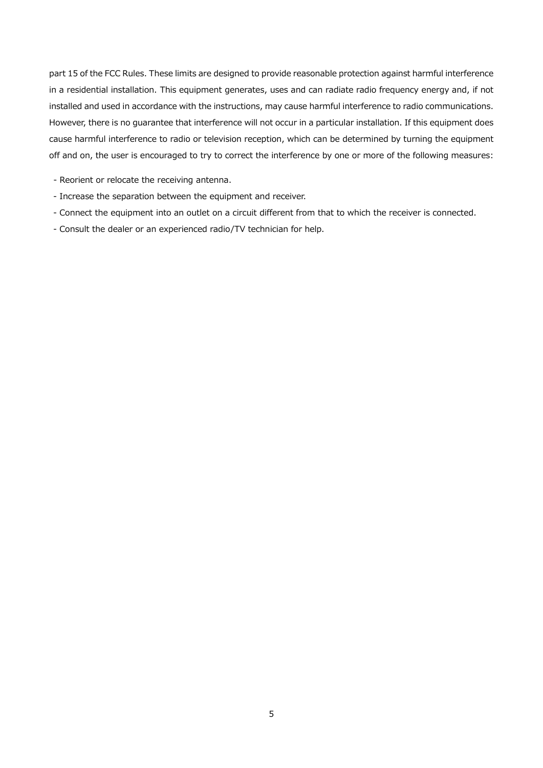part 15 of the FCC Rules. These limits are designed to provide reasonable protection against harmful interference in a residential installation. This equipment generates, uses and can radiate radio frequency energy and, if not installed and used in accordance with the instructions, may cause harmful interference to radio communications. However, there is no guarantee that interference will not occur in a particular installation. If this equipment does cause harmful interference to radio or television reception, which can be determined by turning the equipment off and on, the user is encouraged to try to correct the interference by one or more of the following measures:

- Reorient or relocate the receiving antenna.
- Increase the separation between the equipment and receiver.
- Connect the equipment into an outlet on a circuit different from that to which the receiver is connected.
- Consult the dealer or an experienced radio/TV technician for help.